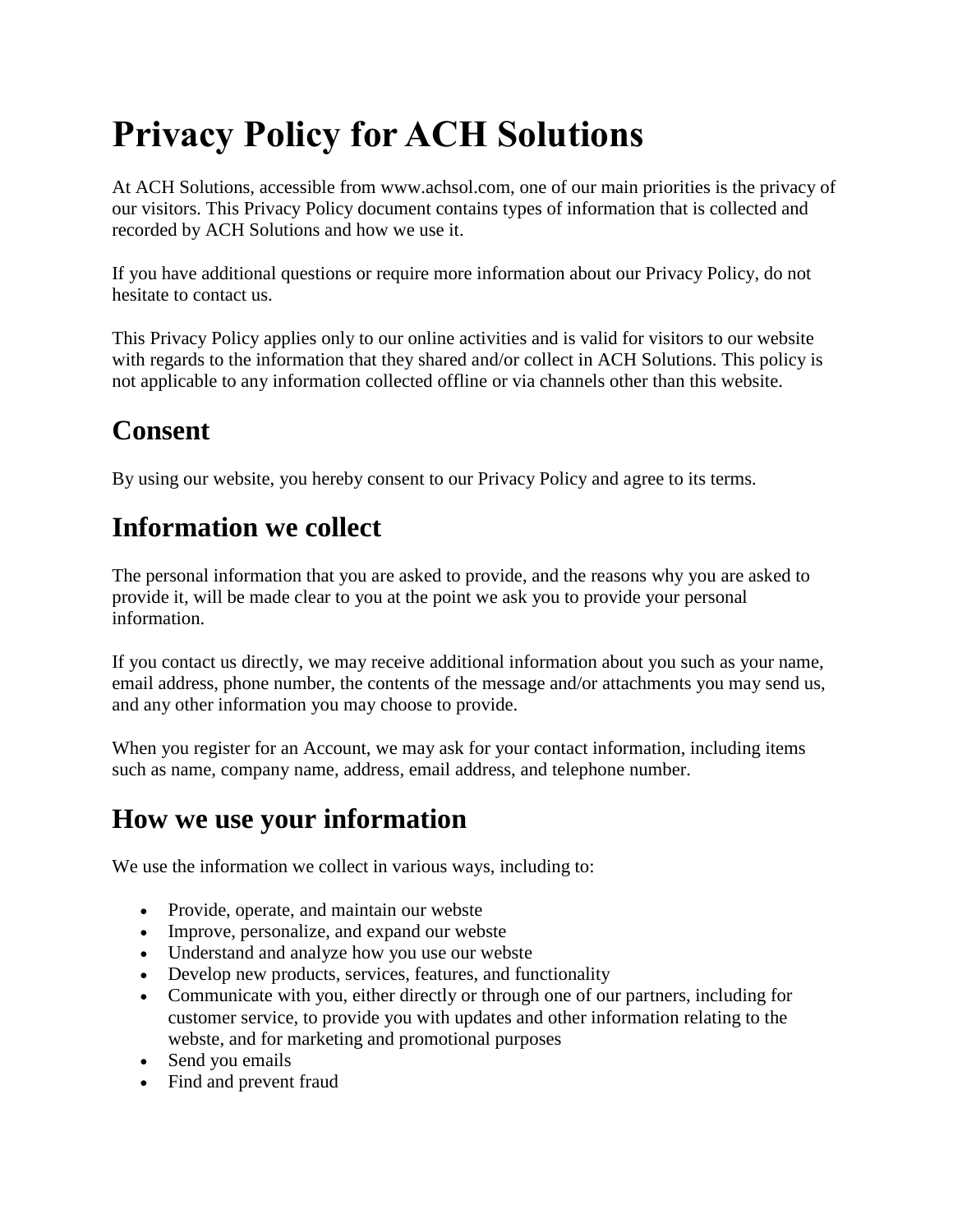# Privacy Policy for ACH Solutions

At ACH Solutions, accessible from www.achsol.com, one of our main priorities is the privacy of our visitors. This Privacy Policy document contains types of information that is collected and recorded by ACH Solutions and how we use it.

If you have additional questions or require more information about our Privacy Policy, do not hesitate to contact us.

This Privacy Policy applies only to our online activities and is valid for visitors to our website with regards to the information that they shared and/or collect in ACH Solutions. This policy is not applicable to any information collected offline or via channels other than this website.

## Consent

By using our website, you hereby consent to our Privacy Policy and agree to its terms.

## Information we collect

The personal information that you are asked to provide, and the reasons why you are asked to provide it, will be made clear to you at the point we ask you to provide your personal information.

If you contact us directly, we may receive additional information about you such as your name, email address, phone number, the contents of the message and/or attachments you may send us, and any other information you may choose to provide.

When you register for an Account, we may ask for your contact information, including items such as name, company name, address, email address, and telephone number.

## How we use your information

We use the information we collect in various ways, including to:

- Provide, operate, and maintain our webste
- Improve, personalize, and expand our webste
- Understand and analyze how you use our webste
- Develop new products, services, features, and functionality
- Communicate with you, either directly or through one of our partners, including for customer service, to provide you with updates and other information relating to the webste, and for marketing and promotional purposes
- Send you emails
- Find and prevent fraud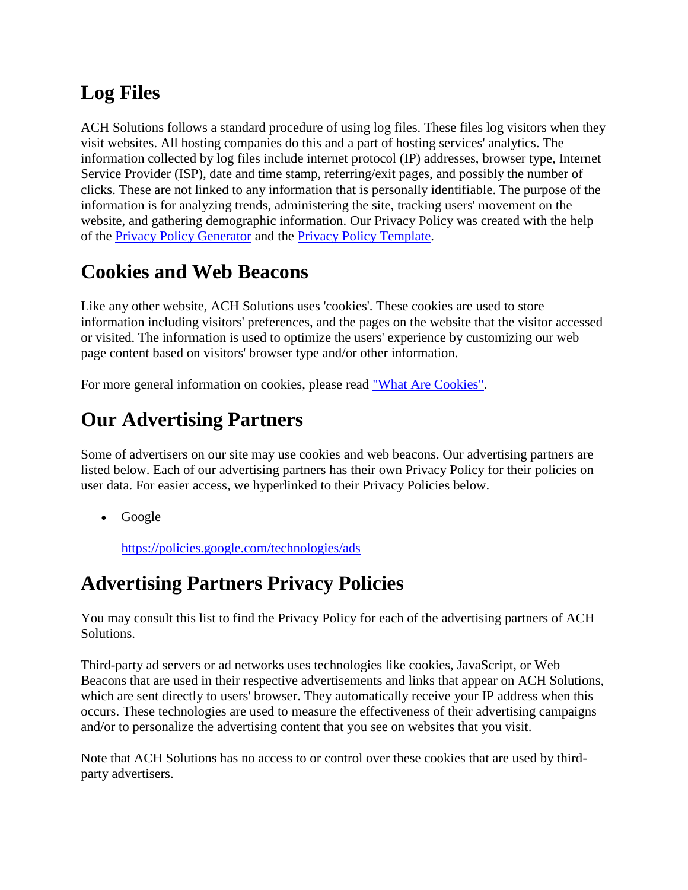## Log Files

ACH Solutions follows a standard procedure of using log files. These files log visitors when they visit websites. All hosting companies do this and a part of hosting services' analytics. The information collected by log files include internet protocol (IP) addresses, browser type, Internet Service Provider (ISP), date and time stamp, referring/exit pages, and possibly the number of clicks. These are not linked to any information that is personally identifiable. The purpose of the information is for analyzing trends, administering the site, tracking users' movement on the website, and gathering demographic information. Our Privacy Policy was created with the help of the Privacy Policy Generator and the Privacy Policy Template.

## Cookies and Web Beacons

Like any other website, ACH Solutions uses 'cookies'. These cookies are used to store information including visitors' preferences, and the pages on the website that the visitor accessed or visited. The information is used to optimize the users' experience by customizing our web page content based on visitors' browser type and/or other information.

For more general information on cookies, please read "What Are Cookies".

## Our Advertising Partners

Some of advertisers on our site may use cookies and web beacons. Our advertising partners are listed below. Each of our advertising partners has their own Privacy Policy for their policies on user data. For easier access, we hyperlinked to their Privacy Policies below.

- Google

  https://policies.google.com/technologies/ads

## Advertising Partners Privacy Policies

You may consult this list to find the Privacy Policy for each of the advertising partners of ACH Solutions.

Third-party ad servers or ad networks uses technologies like cookies, JavaScript, or Web Beacons that are used in their respective advertisements and links that appear on ACH Solutions, which are sent directly to users' browser. They automatically receive your IP address when this occurs. These technologies are used to measure the effectiveness of their advertising campaigns and/or to personalize the advertising content that you see on websites that you visit.

Note that ACH Solutions has no access to or control over these cookies that are used by third-party advertisers.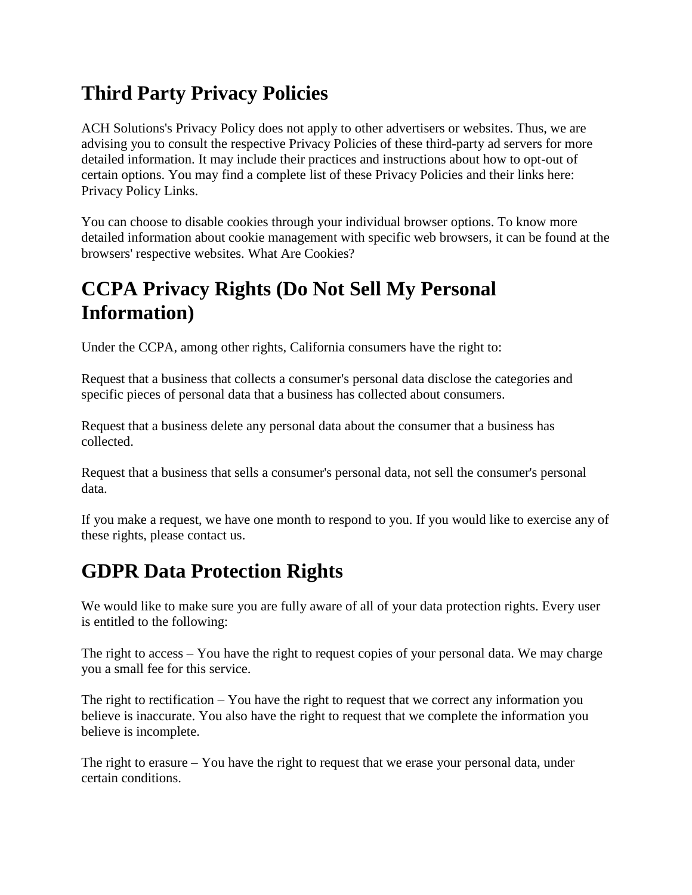## Third Party Privacy Policies

ACH Solutions's Privacy Policy does not apply to other advertisers or websites. Thus, we are advising you to consult the respective Privacy Policies of these third-party ad servers for more detailed information. It may include their practices and instructions about how to opt-out of certain options. You may find a complete list of these Privacy Policies and their links here: Privacy Policy Links.

You can choose to disable cookies through your individual browser options. To know more detailed information about cookie management with specific web browsers, it can be found at the browsers' respective websites. What Are Cookies?

## CCPA Privacy Rights (Do Not Sell My Personal Information)

Under the CCPA, among other rights, California consumers have the right to:

Request that a business that collects a consumer's personal data disclose the categories and specific pieces of personal data that a business has collected about consumers.

Request that a business delete any personal data about the consumer that a business has collected.

Request that a business that sells a consumer's personal data, not sell the consumer's personal data.

If you make a request, we have one month to respond to you. If you would like to exercise any of these rights, please contact us.

## GDPR Data Protection Rights

We would like to make sure you are fully aware of all of your data protection rights. Every user is entitled to the following:

The right to access – You have the right to request copies of your personal data. We may charge you a small fee for this service.

The right to rectification – You have the right to request that we correct any information you believe is inaccurate. You also have the right to request that we complete the information you believe is incomplete.

The right to erasure – You have the right to request that we erase your personal data, under certain conditions.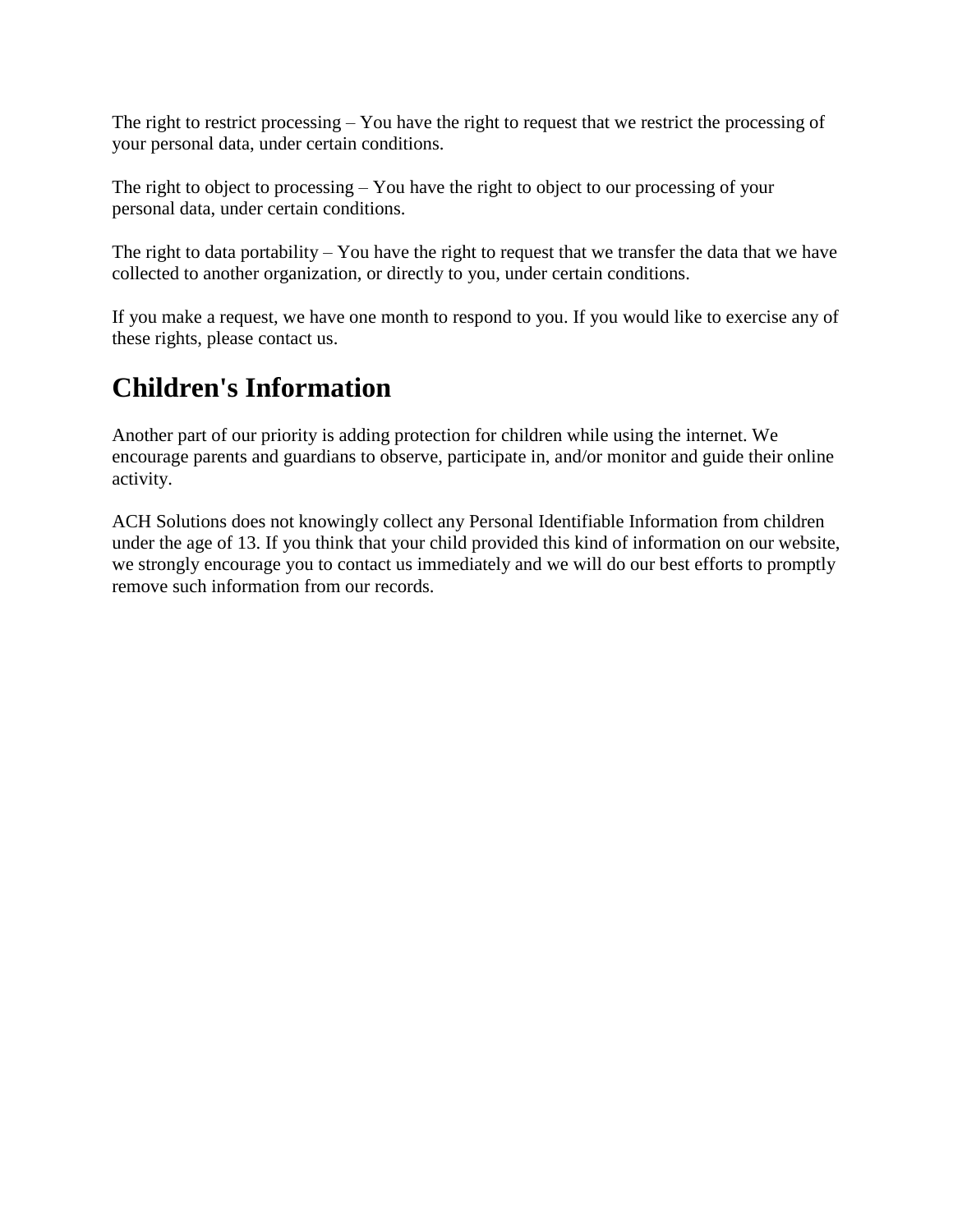The right to restrict processing – You have the right to request that we restrict the processing of your personal data, under certain conditions.

The right to object to processing – You have the right to object to our processing of your personal data, under certain conditions.

The right to data portability – You have the right to request that we transfer the data that we have collected to another organization, or directly to you, under certain conditions.

If you make a request, we have one month to respond to you. If you would like to exercise any of these rights, please contact us.

## Children's Information

Another part of our priority is adding protection for children while using the internet. We encourage parents and guardians to observe, participate in, and/or monitor and guide their online activity.

ACH Solutions does not knowingly collect any Personal Identifiable Information from children under the age of 13. If you think that your child provided this kind of information on our website, we strongly encourage you to contact us immediately and we will do our best efforts to promptly remove such information from our records.